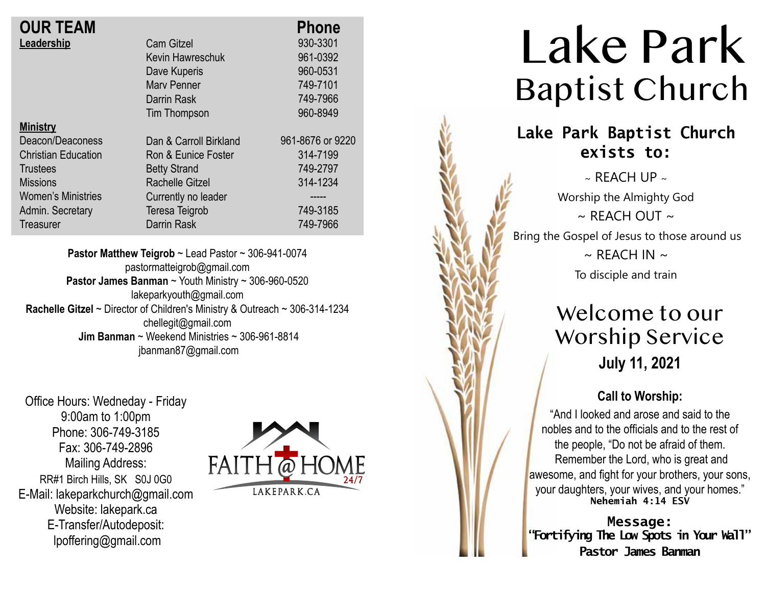## OUR TEAM

| | | Phone |
|---|---|---|
| **Leadership** | Cam Gitzel | 930-3301 |
| | Kevin Hawreschuk | 961-0392 |
| | Dave Kuperis | 960-0531 |
| | Marv Penner | 749-7101 |
| | Darrin Rask | 749-7966 |
| | Tim Thompson | 960-8949 |
| **Ministry** | | |
| Deacon/Deaconess | Dan & Carroll Birkland | 961-8676 or 9220 |
| Christian Education | Ron & Eunice Foster | 314-7199 |
| Trustees | Betty Strand | 749-2797 |
| Missions | Rachelle Gitzel | 314-1234 |
| Women's Ministries | Currently no leader | ----- |
| Admin. Secretary | Teresa Teigrob | 749-3185 |
| Treasurer | Darrin Rask | 749-7966 |

**Pastor Matthew Teigrob** ~ Lead Pastor ~ 306-941-0074
pastormatteigrob@gmail.com
**Pastor James Banman** ~ Youth Ministry ~ 306-960-0520
lakeparkyouth@gmail.com
**Rachelle Gitzel** ~ Director of Children's Ministry & Outreach ~ 306-314-1234
chellegit@gmail.com
**Jim Banman** ~ Weekend Ministries ~ 306-961-8814
jbanman87@gmail.com

Office Hours: Wedneday - Friday
9:00am to 1:00pm
Phone: 306-749-3185
Fax: 306-749-2896
Mailing Address:
RR#1 Birch Hills, SK S0J 0G0
E-Mail: lakeparkchurch@gmail.com
Website: lakepark.ca
E-Transfer/Autodeposit:
lpoffering@gmail.com

FAITH @ HOME 24/7
LAKEPARK.CA

# Lake Park Baptist Church

**Lake Park Baptist Church exists to:**

~ REACH UP ~
Worship the Almighty God
~ REACH OUT ~
Bring the Gospel of Jesus to those around us
~ REACH IN ~
To disciple and train

## Welcome to our Worship Service

**July 11, 2021**

**Call to Worship:**

"And I looked and arose and said to the nobles and to the officials and to the rest of the people, "Do not be afraid of them. Remember the Lord, who is great and awesome, and fight for your brothers, your sons, your daughters, your wives, and your homes."
**Nehemiah 4:14 ESV**

**Message:**
**"Fortifying The Low Spots in Your Wall"**
**Pastor James Banman**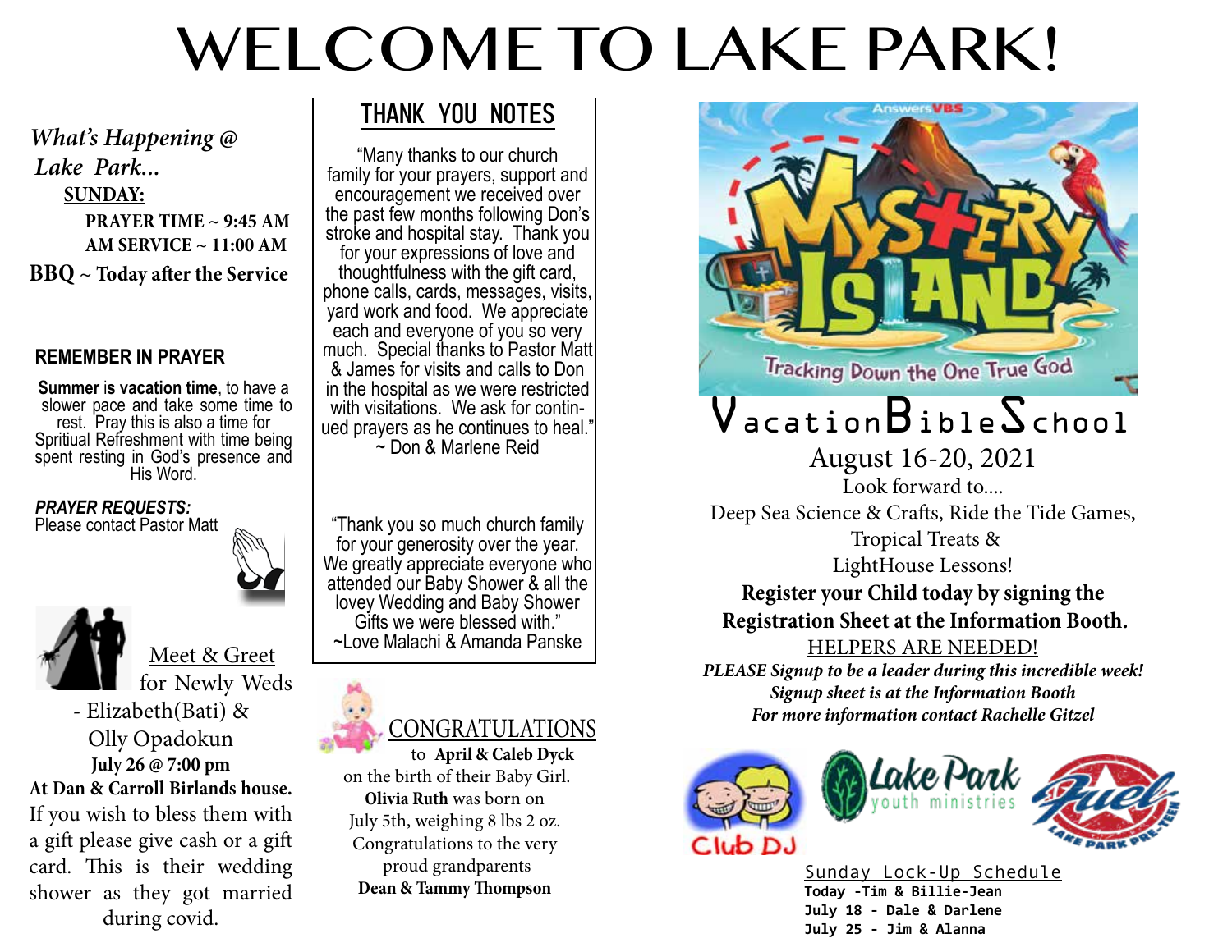# WELCOME TO LAKE PARK!

*What's Happening @ Lake Park...*

**SUNDAY:**

**PRAYER TIME ~ 9:45 AM**

**AM SERVICE ~ 11:00 AM**

**BBQ ~ Today after the Service**

**REMEMBER IN PRAYER**

**Summer** is **vacation time**, to have a slower pace and take some time to rest. Pray this is also a time for Spritiual Refreshment with time being spent resting in God's presence and His Word.

***PRAYER REQUESTS:***
Please contact Pastor Matt

Meet & Greet for Newly Weds - Elizabeth(Bati) & Olly Opadokun
**July 26 @ 7:00 pm**
**At Dan & Carroll Birlands house.**
If you wish to bless them with a gift please give cash or a gift card. This is their wedding shower as they got married during covid.

## THANK YOU NOTES

"Many thanks to our church family for your prayers, support and encouragement we received over the past few months following Don's stroke and hospital stay. Thank you for your expressions of love and thoughtfulness with the gift card, phone calls, cards, messages, visits, yard work and food. We appreciate each and everyone of you so very much. Special thanks to Pastor Matt & James for visits and calls to Don in the hospital as we were restricted with visitations. We ask for continued prayers as he continues to heal."
~ Don & Marlene Reid

"Thank you so much church family for your generosity over the year. We greatly appreciate everyone who attended our Baby Shower & all the lovey Wedding and Baby Shower Gifts we were blessed with."
~Love Malachi & Amanda Panske

CONGRATULATIONS to **April & Caleb Dyck** on the birth of their Baby Girl. **Olivia Ruth** was born on July 5th, weighing 8 lbs 2 oz. Congratulations to the very proud grandparents **Dean & Tammy Thompson**

## Vacation Bible School

August 16-20, 2021

Look forward to....
Deep Sea Science & Crafts, Ride the Tide Games, Tropical Treats & LightHouse Lessons!

**Register your Child today by signing the Registration Sheet at the Information Booth.**

HELPERS ARE NEEDED!

***PLEASE Signup to be a leader during this incredible week!***
***Signup sheet is at the Information Booth***
***For more information contact Rachelle Gitzel***

Sunday Lock-Up Schedule
**Today -Tim & Billie-Jean**
**July 18 - Dale & Darlene**
**July 25 - Jim & Alanna**